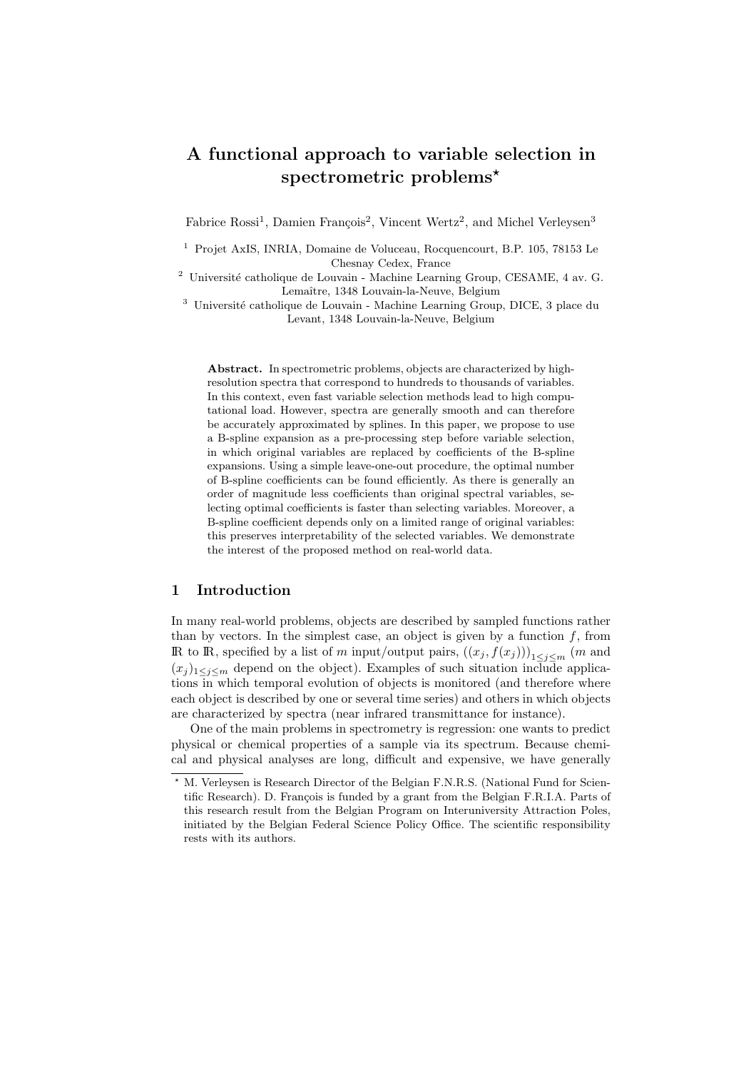# A functional approach to variable selection in spectrometric problems*

Fabrice Rossi[1], Damien François[2], Vincent Wertz[2], and Michel Verleysen[3]

[1] Projet AxIS, INRIA, Domaine de Voluceau, Rocquencourt, B.P. 105, 78153 Le Chesnay Cedex, France

[2] Université catholique de Louvain - Machine Learning Group, CESAME, 4 av. G. Lemaître, 1348 Louvain-la-Neuve, Belgium

[3] Université catholique de Louvain - Machine Learning Group, DICE, 3 place du Levant, 1348 Louvain-la-Neuve, Belgium

**Abstract.** In spectrometric problems, objects are characterized by high-resolution spectra that correspond to hundreds to thousands of variables. In this context, even fast variable selection methods lead to high computational load. However, spectra are generally smooth and can therefore be accurately approximated by splines. In this paper, we propose to use a B-spline expansion as a pre-processing step before variable selection, in which original variables are replaced by coefficients of the B-spline expansions. Using a simple leave-one-out procedure, the optimal number of B-spline coefficients can be found efficiently. As there is generally an order of magnitude less coefficients than original spectral variables, selecting optimal coefficients is faster than selecting variables. Moreover, a B-spline coefficient depends only on a limited range of original variables: this preserves interpretability of the selected variables. We demonstrate the interest of the proposed method on real-world data.

## 1 Introduction

In many real-world problems, objects are described by sampled functions rather than by vectors. In the simplest case, an object is given by a function $f$, from $\mathbb{R}$ to $\mathbb{R}$, specified by a list of $m$ input/output pairs, $((x_j, f(x_j)))_{1\leq j\leq m}$ ($m$ and $(x_j)_{1\leq j\leq m}$ depend on the object). Examples of such situation include applications in which temporal evolution of objects is monitored (and therefore where each object is described by one or several time series) and others in which objects are characterized by spectra (near infrared transmittance for instance).

One of the main problems in spectrometry is regression: one wants to predict physical or chemical properties of a sample via its spectrum. Because chemical and physical analyses are long, difficult and expensive, we have generally

---

* M. Verleysen is Research Director of the Belgian F.N.R.S. (National Fund for Scientific Research). D. François is funded by a grant from the Belgian F.R.I.A. Parts of this research result from the Belgian Program on Interuniversity Attraction Poles, initiated by the Belgian Federal Science Policy Office. The scientific responsibility rests with its authors.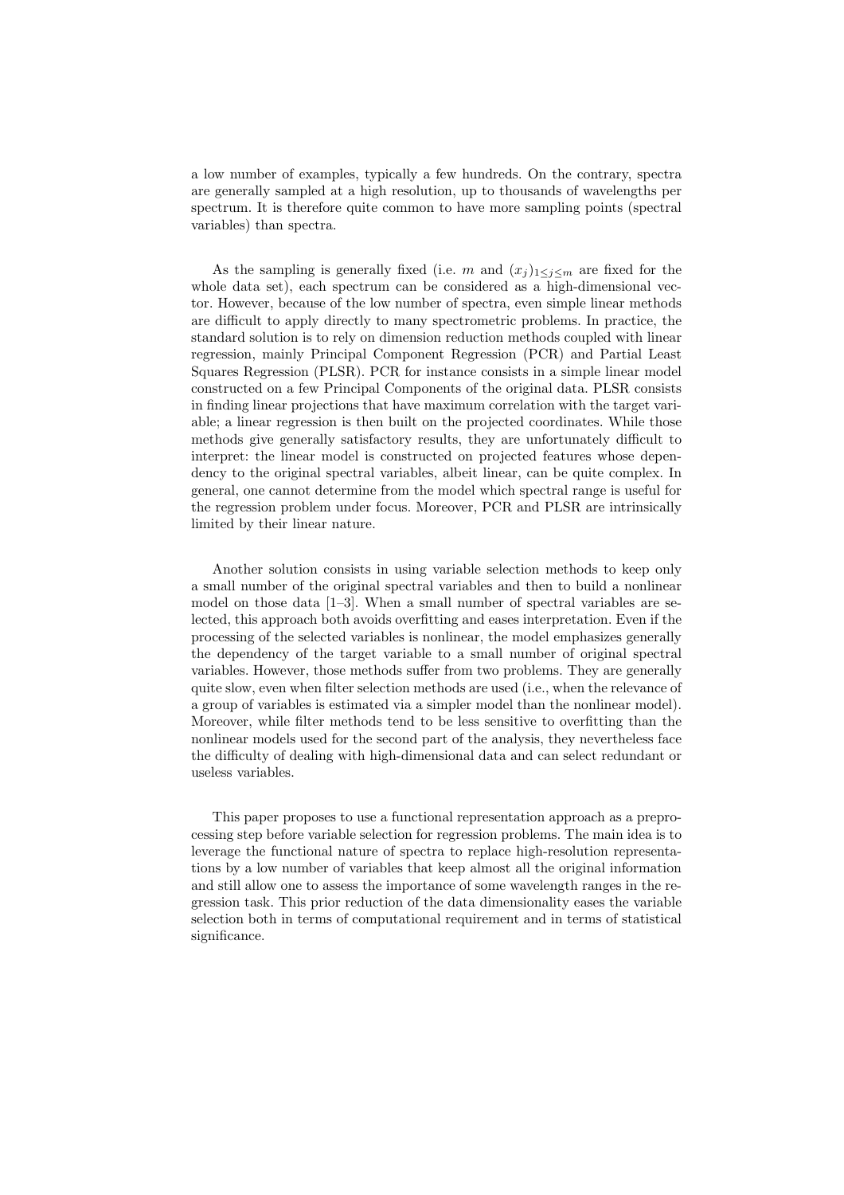a low number of examples, typically a few hundreds. On the contrary, spectra are generally sampled at a high resolution, up to thousands of wavelengths per spectrum. It is therefore quite common to have more sampling points (spectral variables) than spectra.

As the sampling is generally fixed (i.e. $m$ and $(x_j)_{1 \leq j \leq m}$ are fixed for the whole data set), each spectrum can be considered as a high-dimensional vector. However, because of the low number of spectra, even simple linear methods are difficult to apply directly to many spectrometric problems. In practice, the standard solution is to rely on dimension reduction methods coupled with linear regression, mainly Principal Component Regression (PCR) and Partial Least Squares Regression (PLSR). PCR for instance consists in a simple linear model constructed on a few Principal Components of the original data. PLSR consists in finding linear projections that have maximum correlation with the target variable; a linear regression is then built on the projected coordinates. While those methods give generally satisfactory results, they are unfortunately difficult to interpret: the linear model is constructed on projected features whose dependency to the original spectral variables, albeit linear, can be quite complex. In general, one cannot determine from the model which spectral range is useful for the regression problem under focus. Moreover, PCR and PLSR are intrinsically limited by their linear nature.

Another solution consists in using variable selection methods to keep only a small number of the original spectral variables and then to build a nonlinear model on those data [1–3]. When a small number of spectral variables are selected, this approach both avoids overfitting and eases interpretation. Even if the processing of the selected variables is nonlinear, the model emphasizes generally the dependency of the target variable to a small number of original spectral variables. However, those methods suffer from two problems. They are generally quite slow, even when filter selection methods are used (i.e., when the relevance of a group of variables is estimated via a simpler model than the nonlinear model). Moreover, while filter methods tend to be less sensitive to overfitting than the nonlinear models used for the second part of the analysis, they nevertheless face the difficulty of dealing with high-dimensional data and can select redundant or useless variables.

This paper proposes to use a functional representation approach as a preprocessing step before variable selection for regression problems. The main idea is to leverage the functional nature of spectra to replace high-resolution representations by a low number of variables that keep almost all the original information and still allow one to assess the importance of some wavelength ranges in the regression task. This prior reduction of the data dimensionality eases the variable selection both in terms of computational requirement and in terms of statistical significance.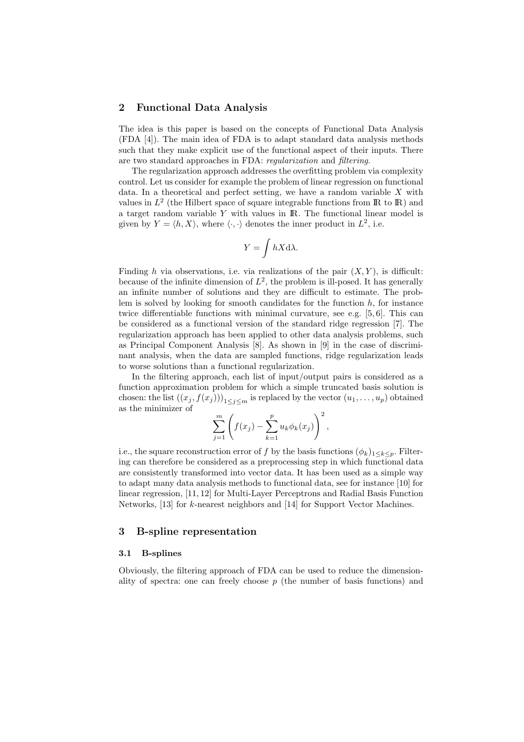## 2 Functional Data Analysis

The idea is this paper is based on the concepts of Functional Data Analysis (FDA [4]). The main idea of FDA is to adapt standard data analysis methods such that they make explicit use of the functional aspect of their inputs. There are two standard approaches in FDA: *regularization* and *filtering*.

The regularization approach addresses the overfitting problem via complexity control. Let us consider for example the problem of linear regression on functional data. In a theoretical and perfect setting, we have a random variable $X$ with values in $L^2$ (the Hilbert space of square integrable functions from $\mathbb{R}$ to $\mathbb{R}$) and a target random variable $Y$ with values in $\mathbb{R}$. The functional linear model is given by $Y = \langle h, X \rangle$, where $\langle \cdot, \cdot \rangle$ denotes the inner product in $L^2$, i.e.

$$Y = \int hX \mathrm{d}\lambda.$$

Finding $h$ via observations, i.e. via realizations of the pair $(X, Y)$, is difficult: because of the infinite dimension of $L^2$, the problem is ill-posed. It has generally an infinite number of solutions and they are difficult to estimate. The problem is solved by looking for smooth candidates for the function $h$, for instance twice differentiable functions with minimal curvature, see e.g. [5, 6]. This can be considered as a functional version of the standard ridge regression [7]. The regularization approach has been applied to other data analysis problems, such as Principal Component Analysis [8]. As shown in [9] in the case of discriminant analysis, when the data are sampled functions, ridge regularization leads to worse solutions than a functional regularization.

In the filtering approach, each list of input/output pairs is considered as a function approximation problem for which a simple truncated basis solution is chosen: the list $((x_j, f(x_j)))_{1 \leq j \leq m}$ is replaced by the vector $(u_1, \ldots, u_p)$ obtained as the minimizer of

$$\sum_{j=1}^{m} \left( f(x_j) - \sum_{k=1}^{p} u_k \phi_k(x_j) \right)^2,$$

i.e., the square reconstruction error of $f$ by the basis functions $(\phi_k)_{1 \leq k \leq p}$. Filtering can therefore be considered as a preprocessing step in which functional data are consistently transformed into vector data. It has been used as a simple way to adapt many data analysis methods to functional data, see for instance [10] for linear regression, [11, 12] for Multi-Layer Perceptrons and Radial Basis Function Networks, [13] for $k$-nearest neighbors and [14] for Support Vector Machines.

## 3 B-spline representation

### 3.1 B-splines

Obviously, the filtering approach of FDA can be used to reduce the dimensionality of spectra: one can freely choose $p$ (the number of basis functions) and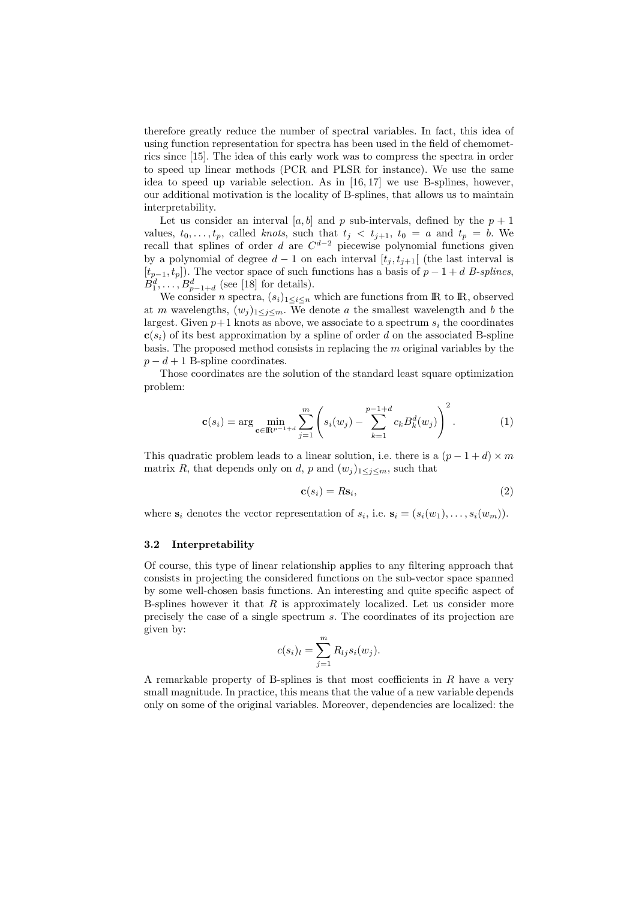therefore greatly reduce the number of spectral variables. In fact, this idea of using function representation for spectra has been used in the field of chemometrics since [15]. The idea of this early work was to compress the spectra in order to speed up linear methods (PCR and PLSR for instance). We use the same idea to speed up variable selection. As in [16, 17] we use B-splines, however, our additional motivation is the locality of B-splines, that allows us to maintain interpretability.

Let us consider an interval $[a, b]$ and $p$ sub-intervals, defined by the $p + 1$ values, $t_0, \ldots, t_p$, called *knots*, such that $t_j < t_{j+1}$, $t_0 = a$ and $t_p = b$. We recall that splines of order $d$ are $C^{d-2}$ piecewise polynomial functions given by a polynomial of degree $d - 1$ on each interval $[t_j, t_{j+1}[$ (the last interval is $[t_{p-1}, t_p]$). The vector space of such functions has a basis of $p - 1 + d$ *B-splines*, $B_1^d, \ldots, B_{p-1+d}^d$ (see [18] for details).

We consider $n$ spectra, $(s_i)_{1 \le i \le n}$ which are functions from $\mathbb{R}$ to $\mathbb{R}$, observed at $m$ wavelengths, $(w_j)_{1 \le j \le m}$. We denote $a$ the smallest wavelength and $b$ the largest. Given $p+1$ knots as above, we associate to a spectrum $s_i$ the coordinates $\mathbf{c}(s_i)$ of its best approximation by a spline of order $d$ on the associated B-spline basis. The proposed method consists in replacing the $m$ original variables by the $p - d + 1$ B-spline coordinates.

Those coordinates are the solution of the standard least square optimization problem:

$$\mathbf{c}(s_i) = \arg \min_{\mathbf{c} \in \mathbb{R}^{p-1+d}} \sum_{j=1}^{m} \left( s_i(w_j) - \sum_{k=1}^{p-1+d} c_k B_k^d(w_j) \right)^2 . \tag{1}$$

This quadratic problem leads to a linear solution, i.e. there is a $(p - 1 + d) \times m$ matrix $R$, that depends only on $d$, $p$ and $(w_j)_{1 \le j \le m}$, such that

$$\mathbf{c}(s_i) = R\mathbf{s}_i, \tag{2}$$

where $\mathbf{s}_i$ denotes the vector representation of $s_i$, i.e. $\mathbf{s}_i = (s_i(w_1), \ldots, s_i(w_m))$.

### 3.2 Interpretability

Of course, this type of linear relationship applies to any filtering approach that consists in projecting the considered functions on the sub-vector space spanned by some well-chosen basis functions. An interesting and quite specific aspect of B-splines however it that $R$ is approximately localized. Let us consider more precisely the case of a single spectrum $s$. The coordinates of its projection are given by:

$$c(s_i)_l = \sum_{j=1}^{m} R_{lj} s_i(w_j).$$

A remarkable property of B-splines is that most coefficients in $R$ have a very small magnitude. In practice, this means that the value of a new variable depends only on some of the original variables. Moreover, dependencies are localized: the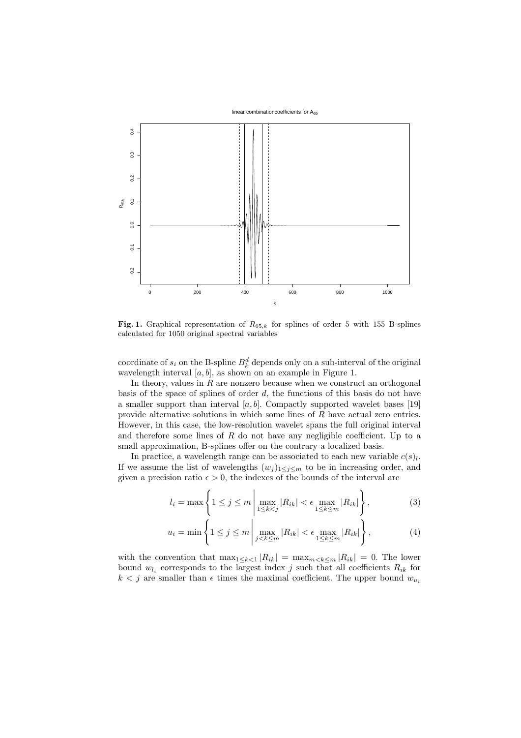**Fig. 1.** Graphical representation of $R_{65,k}$ for splines of order 5 with 155 B-splines calculated for 1050 original spectral variables

coordinate of $s_i$ on the B-spline $B_k^d$ depends only on a sub-interval of the original wavelength interval $[a, b]$, as shown on an example in Figure 1.

In theory, values in $R$ are nonzero because when we construct an orthogonal basis of the space of splines of order $d$, the functions of this basis do not have a smaller support than interval $[a, b]$. Compactly supported wavelet bases [19] provide alternative solutions in which some lines of $R$ have actual zero entries. However, in this case, the low-resolution wavelet spans the full original interval and therefore some lines of $R$ do not have any negligible coefficient. Up to a small approximation, B-splines offer on the contrary a localized basis.

In practice, a wavelength range can be associated to each new variable $c(s)_l$. If we assume the list of wavelengths $(w_j)_{1 \leq j \leq m}$ to be in increasing order, and given a precision ratio $\epsilon > 0$, the indexes of the bounds of the interval are

$$l_i = \max \left\{ 1 \leq j \leq m \,\middle|\, \max_{1 \leq k < j} |R_{ik}| < \epsilon \max_{1 \leq k \leq m} |R_{ik}| \right\}, \tag{3}$$

$$u_i = \min \left\{ 1 \leq j \leq m \,\middle|\, \max_{j < k \leq m} |R_{ik}| < \epsilon \max_{1 \leq k \leq m} |R_{ik}| \right\}, \tag{4}$$

with the convention that $\max_{1 \leq k < 1} |R_{ik}| = \max_{m < k \leq m} |R_{ik}| = 0$. The lower bound $w_{l_i}$ corresponds to the largest index $j$ such that all coefficients $R_{ik}$ for $k < j$ are smaller than $\epsilon$ times the maximal coefficient. The upper bound $w_{u_i}$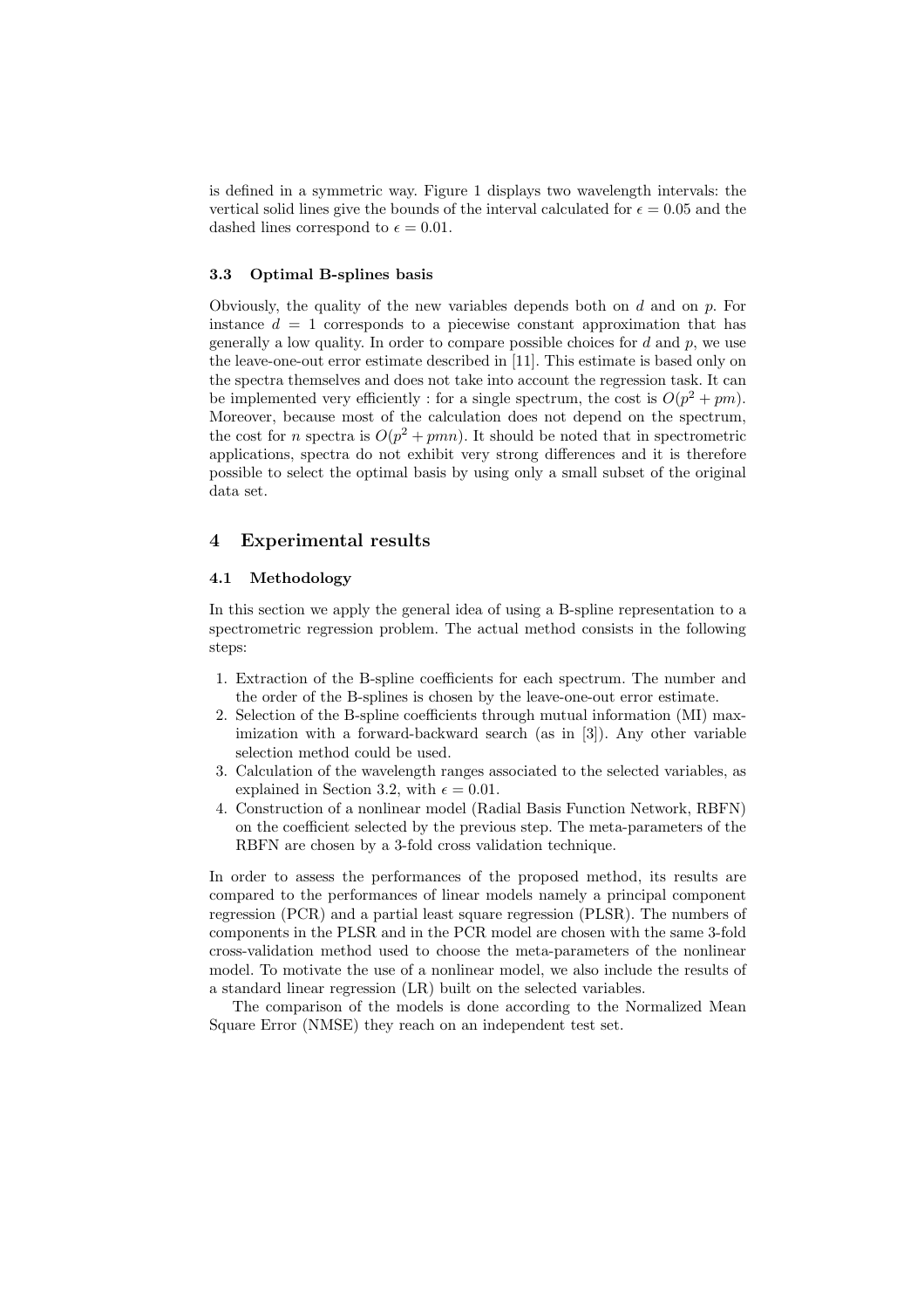is defined in a symmetric way. Figure 1 displays two wavelength intervals: the vertical solid lines give the bounds of the interval calculated for $\epsilon = 0.05$ and the dashed lines correspond to $\epsilon = 0.01$.

### 3.3 Optimal B-splines basis

Obviously, the quality of the new variables depends both on $d$ and on $p$. For instance $d = 1$ corresponds to a piecewise constant approximation that has generally a low quality. In order to compare possible choices for $d$ and $p$, we use the leave-one-out error estimate described in [11]. This estimate is based only on the spectra themselves and does not take into account the regression task. It can be implemented very efficiently : for a single spectrum, the cost is $O(p^2 + pm)$. Moreover, because most of the calculation does not depend on the spectrum, the cost for $n$ spectra is $O(p^2 + pmn)$. It should be noted that in spectrometric applications, spectra do not exhibit very strong differences and it is therefore possible to select the optimal basis by using only a small subset of the original data set.

## 4 Experimental results

### 4.1 Methodology

In this section we apply the general idea of using a B-spline representation to a spectrometric regression problem. The actual method consists in the following steps:

1. Extraction of the B-spline coefficients for each spectrum. The number and the order of the B-splines is chosen by the leave-one-out error estimate.
2. Selection of the B-spline coefficients through mutual information (MI) maximization with a forward-backward search (as in [3]). Any other variable selection method could be used.
3. Calculation of the wavelength ranges associated to the selected variables, as explained in Section 3.2, with $\epsilon = 0.01$.
4. Construction of a nonlinear model (Radial Basis Function Network, RBFN) on the coefficient selected by the previous step. The meta-parameters of the RBFN are chosen by a 3-fold cross validation technique.

In order to assess the performances of the proposed method, its results are compared to the performances of linear models namely a principal component regression (PCR) and a partial least square regression (PLSR). The numbers of components in the PLSR and in the PCR model are chosen with the same 3-fold cross-validation method used to choose the meta-parameters of the nonlinear model. To motivate the use of a nonlinear model, we also include the results of a standard linear regression (LR) built on the selected variables.

The comparison of the models is done according to the Normalized Mean Square Error (NMSE) they reach on an independent test set.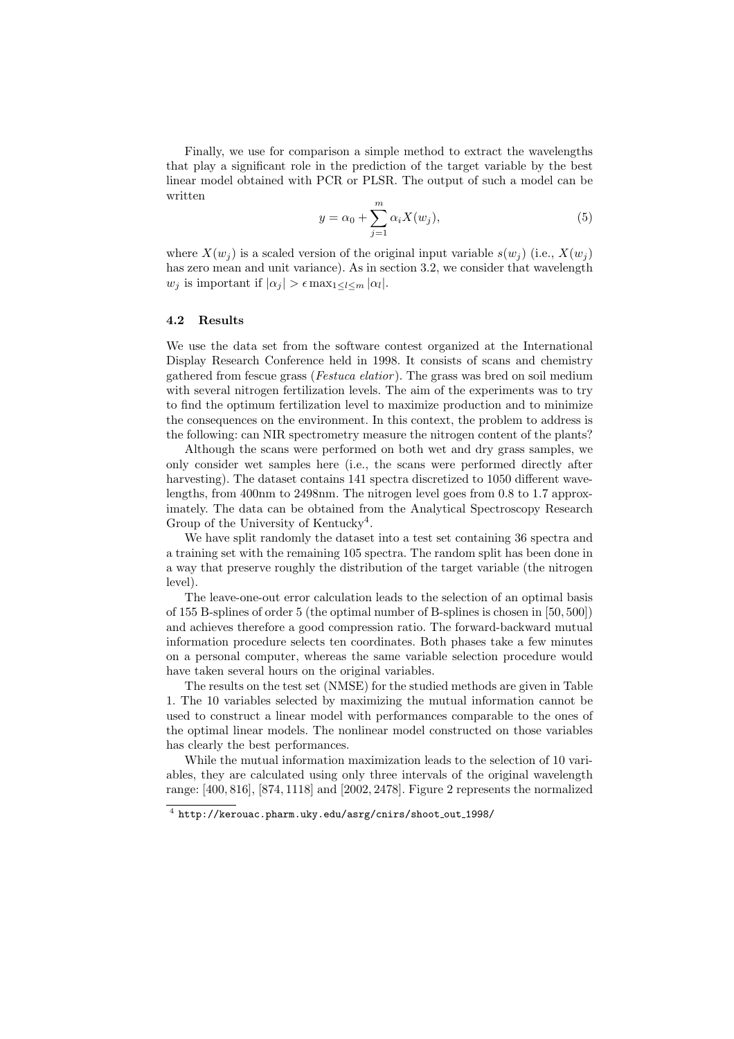Finally, we use for comparison a simple method to extract the wavelengths that play a significant role in the prediction of the target variable by the best linear model obtained with PCR or PLSR. The output of such a model can be written

$$y = \alpha_0 + \sum_{j=1}^{m} \alpha_i X(w_j), \tag{5}$$

where $X(w_j)$ is a scaled version of the original input variable $s(w_j)$ (i.e., $X(w_j)$ has zero mean and unit variance). As in section 3.2, we consider that wavelength $w_j$ is important if $|\alpha_j| > \epsilon \max_{1 \leq l \leq m} |\alpha_l|$.

### 4.2 Results

We use the data set from the software contest organized at the International Display Research Conference held in 1998. It consists of scans and chemistry gathered from fescue grass (*Festuca elatior*). The grass was bred on soil medium with several nitrogen fertilization levels. The aim of the experiments was to try to find the optimum fertilization level to maximize production and to minimize the consequences on the environment. In this context, the problem to address is the following: can NIR spectrometry measure the nitrogen content of the plants?

Although the scans were performed on both wet and dry grass samples, we only consider wet samples here (i.e., the scans were performed directly after harvesting). The dataset contains 141 spectra discretized to 1050 different wavelengths, from 400nm to 2498nm. The nitrogen level goes from 0.8 to 1.7 approximately. The data can be obtained from the Analytical Spectroscopy Research Group of the University of Kentucky[4].

We have split randomly the dataset into a test set containing 36 spectra and a training set with the remaining 105 spectra. The random split has been done in a way that preserve roughly the distribution of the target variable (the nitrogen level).

The leave-one-out error calculation leads to the selection of an optimal basis of 155 B-splines of order 5 (the optimal number of B-splines is chosen in $[50, 500]$) and achieves therefore a good compression ratio. The forward-backward mutual information procedure selects ten coordinates. Both phases take a few minutes on a personal computer, whereas the same variable selection procedure would have taken several hours on the original variables.

The results on the test set (NMSE) for the studied methods are given in Table 1. The 10 variables selected by maximizing the mutual information cannot be used to construct a linear model with performances comparable to the ones of the optimal linear models. The nonlinear model constructed on those variables has clearly the best performances.

While the mutual information maximization leads to the selection of 10 variables, they are calculated using only three intervals of the original wavelength range: $[400, 816]$, $[874, 1118]$ and $[2002, 2478]$. Figure 2 represents the normalized

[4] http://kerouac.pharm.uky.edu/asrg/cnirs/shoot_out_1998/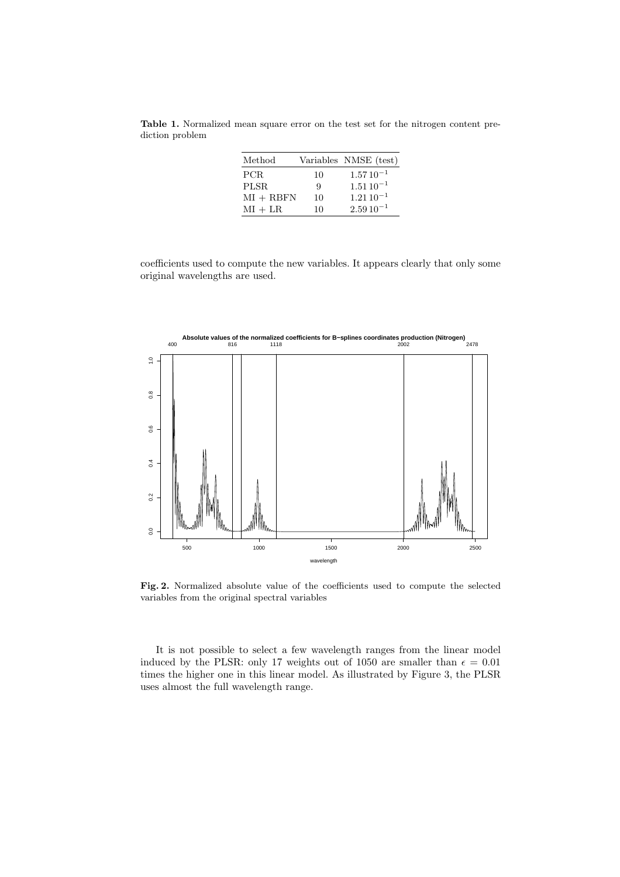**Table 1.** Normalized mean square error on the test set for the nitrogen content prediction problem

| Method | Variables | NMSE (test) |
|---|---|---|
| PCR | 10 | $1.57\,10^{-1}$ |
| PLSR | 9 | $1.51\,10^{-1}$ |
| MI + RBFN | 10 | $1.21\,10^{-1}$ |
| MI + LR | 10 | $2.59\,10^{-1}$ |

coefficients used to compute the new variables. It appears clearly that only some original wavelengths are used.

**Fig. 2.** Normalized absolute value of the coefficients used to compute the selected variables from the original spectral variables

It is not possible to select a few wavelength ranges from the linear model induced by the PLSR: only 17 weights out of 1050 are smaller than $\epsilon = 0.01$ times the higher one in this linear model. As illustrated by Figure 3, the PLSR uses almost the full wavelength range.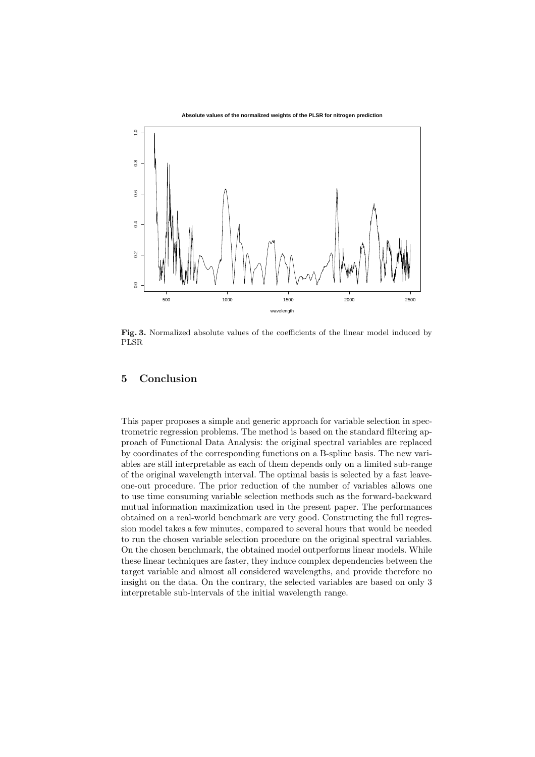**Fig. 3.** Normalized absolute values of the coefficients of the linear model induced by PLSR

## 5 Conclusion

This paper proposes a simple and generic approach for variable selection in spectrometric regression problems. The method is based on the standard filtering approach of Functional Data Analysis: the original spectral variables are replaced by coordinates of the corresponding functions on a B-spline basis. The new variables are still interpretable as each of them depends only on a limited sub-range of the original wavelength interval. The optimal basis is selected by a fast leave-one-out procedure. The prior reduction of the number of variables allows one to use time consuming variable selection methods such as the forward-backward mutual information maximization used in the present paper. The performances obtained on a real-world benchmark are very good. Constructing the full regression model takes a few minutes, compared to several hours that would be needed to run the chosen variable selection procedure on the original spectral variables. On the chosen benchmark, the obtained model outperforms linear models. While these linear techniques are faster, they induce complex dependencies between the target variable and almost all considered wavelengths, and provide therefore no insight on the data. On the contrary, the selected variables are based on only 3 interpretable sub-intervals of the initial wavelength range.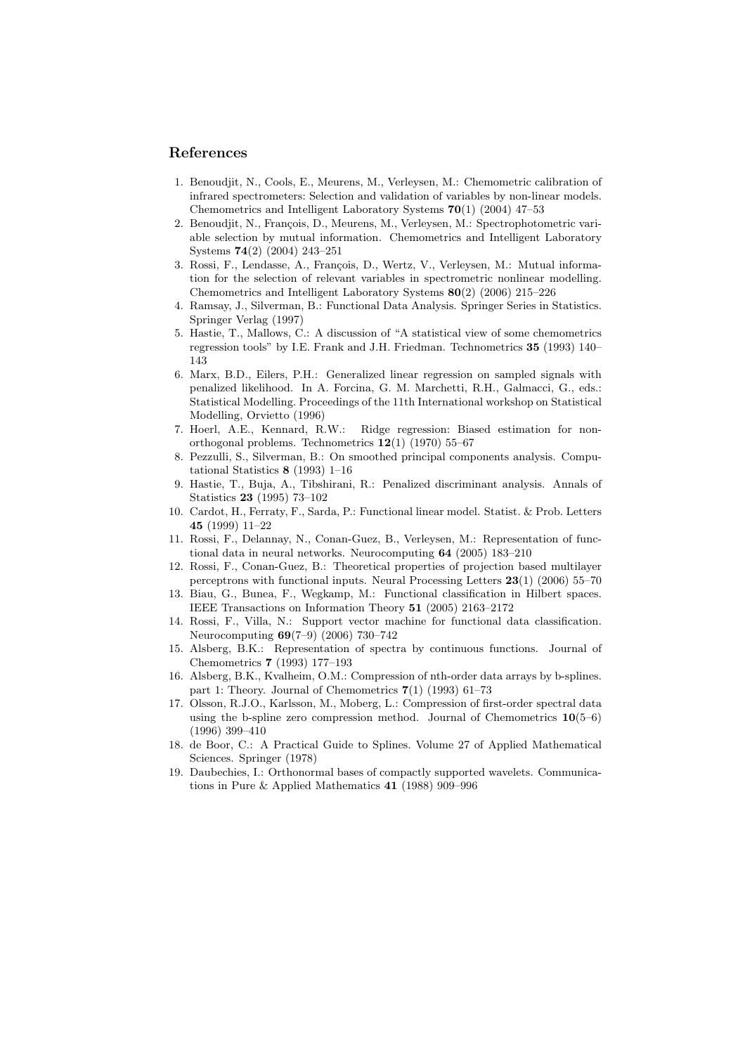## References

1. Benoudjit, N., Cools, E., Meurens, M., Verleysen, M.: Chemometric calibration of infrared spectrometers: Selection and validation of variables by non-linear models. Chemometrics and Intelligent Laboratory Systems **70**(1) (2004) 47–53
2. Benoudjit, N., François, D., Meurens, M., Verleysen, M.: Spectrophotometric variable selection by mutual information. Chemometrics and Intelligent Laboratory Systems **74**(2) (2004) 243–251
3. Rossi, F., Lendasse, A., François, D., Wertz, V., Verleysen, M.: Mutual information for the selection of relevant variables in spectrometric nonlinear modelling. Chemometrics and Intelligent Laboratory Systems **80**(2) (2006) 215–226
4. Ramsay, J., Silverman, B.: Functional Data Analysis. Springer Series in Statistics. Springer Verlag (1997)
5. Hastie, T., Mallows, C.: A discussion of "A statistical view of some chemometrics regression tools" by I.E. Frank and J.H. Friedman. Technometrics **35** (1993) 140–143
6. Marx, B.D., Eilers, P.H.: Generalized linear regression on sampled signals with penalized likelihood. In A. Forcina, G. M. Marchetti, R.H., Galmacci, G., eds.: Statistical Modelling. Proceedings of the 11th International workshop on Statistical Modelling, Orvietto (1996)
7. Hoerl, A.E., Kennard, R.W.: Ridge regression: Biased estimation for nonorthogonal problems. Technometrics **12**(1) (1970) 55–67
8. Pezzulli, S., Silverman, B.: On smoothed principal components analysis. Computational Statistics **8** (1993) 1–16
9. Hastie, T., Buja, A., Tibshirani, R.: Penalized discriminant analysis. Annals of Statistics **23** (1995) 73–102
10. Cardot, H., Ferraty, F., Sarda, P.: Functional linear model. Statist. & Prob. Letters **45** (1999) 11–22
11. Rossi, F., Delannay, N., Conan-Guez, B., Verleysen, M.: Representation of functional data in neural networks. Neurocomputing **64** (2005) 183–210
12. Rossi, F., Conan-Guez, B.: Theoretical properties of projection based multilayer perceptrons with functional inputs. Neural Processing Letters **23**(1) (2006) 55–70
13. Biau, G., Bunea, F., Wegkamp, M.: Functional classification in Hilbert spaces. IEEE Transactions on Information Theory **51** (2005) 2163–2172
14. Rossi, F., Villa, N.: Support vector machine for functional data classification. Neurocomputing **69**(7–9) (2006) 730–742
15. Alsberg, B.K.: Representation of spectra by continuous functions. Journal of Chemometrics **7** (1993) 177–193
16. Alsberg, B.K., Kvalheim, O.M.: Compression of nth-order data arrays by b-splines. part 1: Theory. Journal of Chemometrics **7**(1) (1993) 61–73
17. Olsson, R.J.O., Karlsson, M., Moberg, L.: Compression of first-order spectral data using the b-spline zero compression method. Journal of Chemometrics **10**(5–6) (1996) 399–410
18. de Boor, C.: A Practical Guide to Splines. Volume 27 of Applied Mathematical Sciences. Springer (1978)
19. Daubechies, I.: Orthonormal bases of compactly supported wavelets. Communications in Pure & Applied Mathematics **41** (1988) 909–996